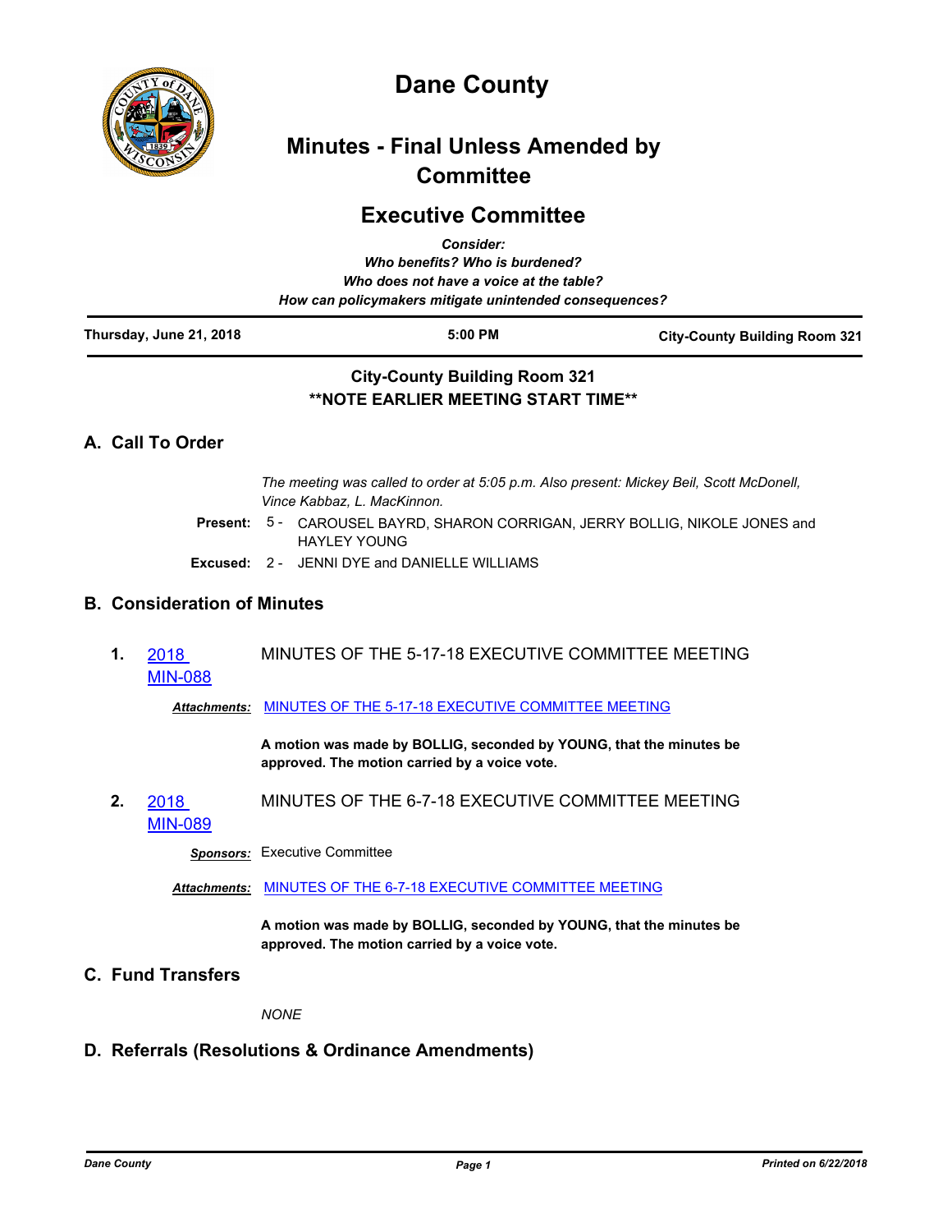# Dane County

## Minutes - Final Unless Amended by Committee

## Executive Committee

***Consider:***
***Who benefits? Who is burdened?***
***Who does not have a voice at the table?***
***How can policymakers mitigate unintended consequences?***

| Thursday, June 21, 2018 | 5:00 PM | City-County Building Room 321 |
|---|---|---|

**City-County Building Room 321**
****NOTE EARLIER MEETING START TIME****

## A. Call To Order

*The meeting was called to order at 5:05 p.m. Also present: Mickey Beil, Scott McDonell, Vince Kabbaz, L. MacKinnon.*

**Present:** 5 - CAROUSEL BAYRD, SHARON CORRIGAN, JERRY BOLLIG, NIKOLE JONES and HAYLEY YOUNG

**Excused:** 2 - JENNI DYE and DANIELLE WILLIAMS

## B. Consideration of Minutes

**1.** 2018 MIN-088 MINUTES OF THE 5-17-18 EXECUTIVE COMMITTEE MEETING

***Attachments:*** MINUTES OF THE 5-17-18 EXECUTIVE COMMITTEE MEETING

**A motion was made by BOLLIG, seconded by YOUNG, that the minutes be approved. The motion carried by a voice vote.**

**2.** 2018 MIN-089 MINUTES OF THE 6-7-18 EXECUTIVE COMMITTEE MEETING

***Sponsors:*** Executive Committee

***Attachments:*** MINUTES OF THE 6-7-18 EXECUTIVE COMMITTEE MEETING

**A motion was made by BOLLIG, seconded by YOUNG, that the minutes be approved. The motion carried by a voice vote.**

## C. Fund Transfers

*NONE*

## D. Referrals (Resolutions & Ordinance Amendments)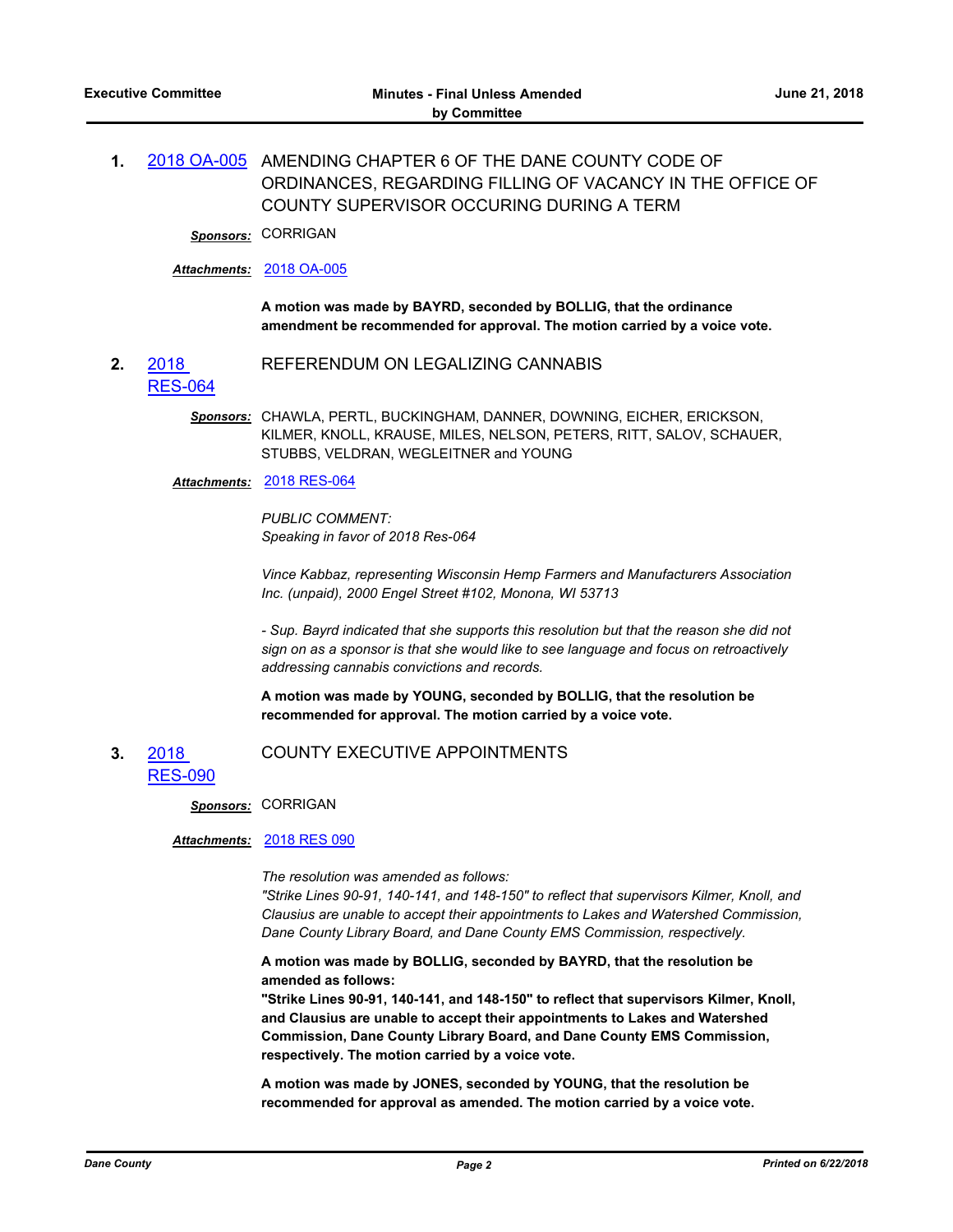**1.** 2018 OA-005 AMENDING CHAPTER 6 OF THE DANE COUNTY CODE OF ORDINANCES, REGARDING FILLING OF VACANCY IN THE OFFICE OF COUNTY SUPERVISOR OCCURING DURING A TERM

***Sponsors:*** CORRIGAN

***Attachments:*** 2018 OA-005

**A motion was made by BAYRD, seconded by BOLLIG, that the ordinance amendment be recommended for approval. The motion carried by a voice vote.**

**2.** 2018 RES-064 REFERENDUM ON LEGALIZING CANNABIS

***Sponsors:*** CHAWLA, PERTL, BUCKINGHAM, DANNER, DOWNING, EICHER, ERICKSON, KILMER, KNOLL, KRAUSE, MILES, NELSON, PETERS, RITT, SALOV, SCHAUER, STUBBS, VELDRAN, WEGLEITNER and YOUNG

***Attachments:*** 2018 RES-064

*PUBLIC COMMENT:*
*Speaking in favor of 2018 Res-064*

*Vince Kabbaz, representing Wisconsin Hemp Farmers and Manufacturers Association Inc. (unpaid), 2000 Engel Street #102, Monona, WI 53713*

*- Sup. Bayrd indicated that she supports this resolution but that the reason she did not sign on as a sponsor is that she would like to see language and focus on retroactively addressing cannabis convictions and records.*

**A motion was made by YOUNG, seconded by BOLLIG, that the resolution be recommended for approval. The motion carried by a voice vote.**

**3.** 2018 RES-090 COUNTY EXECUTIVE APPOINTMENTS

***Sponsors:*** CORRIGAN

***Attachments:*** 2018 RES 090

*The resolution was amended as follows:*
*"Strike Lines 90-91, 140-141, and 148-150" to reflect that supervisors Kilmer, Knoll, and Clausius are unable to accept their appointments to Lakes and Watershed Commission, Dane County Library Board, and Dane County EMS Commission, respectively.*

**A motion was made by BOLLIG, seconded by BAYRD, that the resolution be amended as follows:**
**"Strike Lines 90-91, 140-141, and 148-150" to reflect that supervisors Kilmer, Knoll, and Clausius are unable to accept their appointments to Lakes and Watershed Commission, Dane County Library Board, and Dane County EMS Commission, respectively. The motion carried by a voice vote.**

**A motion was made by JONES, seconded by YOUNG, that the resolution be recommended for approval as amended. The motion carried by a voice vote.**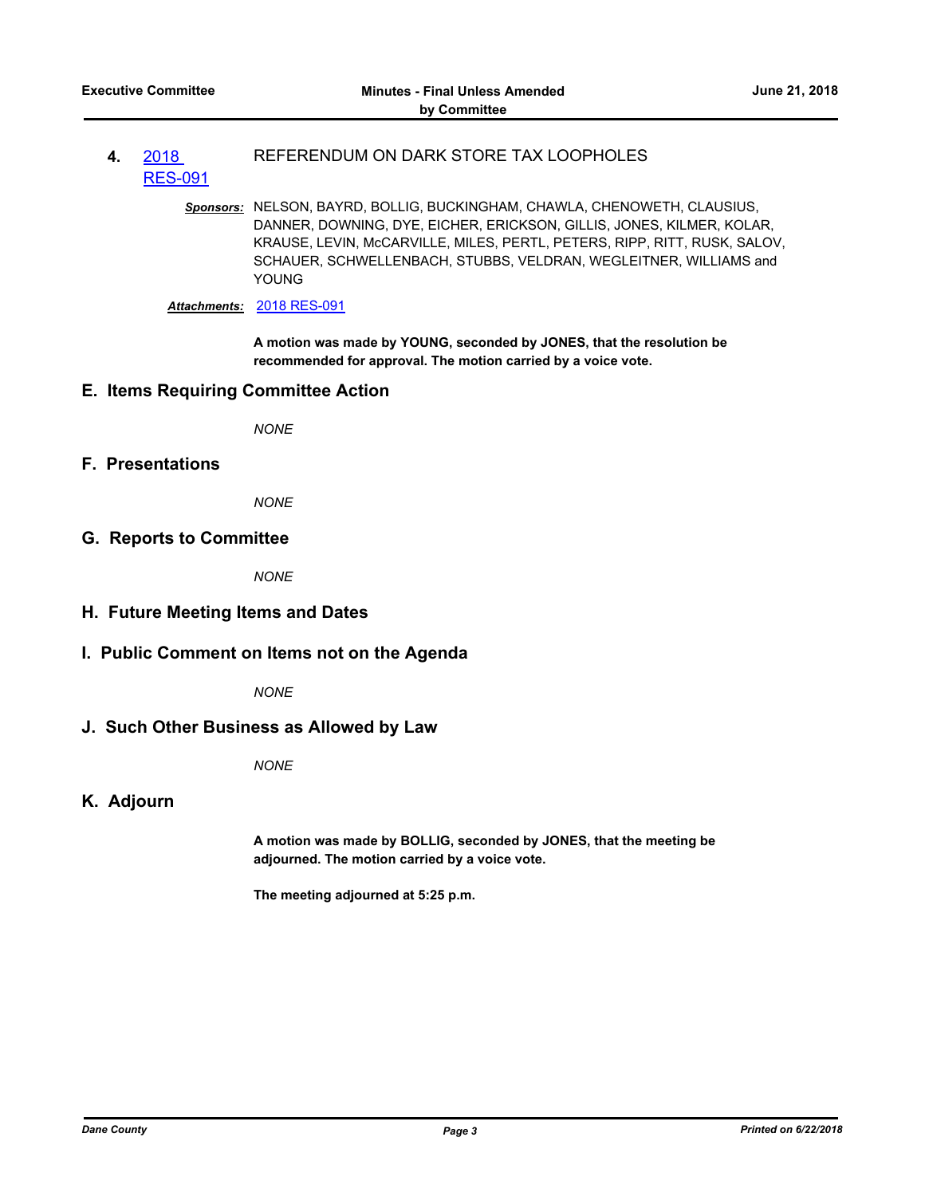**4.** 2018 RES-091 REFERENDUM ON DARK STORE TAX LOOPHOLES

***Sponsors:*** NELSON, BAYRD, BOLLIG, BUCKINGHAM, CHAWLA, CHENOWETH, CLAUSIUS, DANNER, DOWNING, DYE, EICHER, ERICKSON, GILLIS, JONES, KILMER, KOLAR, KRAUSE, LEVIN, McCARVILLE, MILES, PERTL, PETERS, RIPP, RITT, RUSK, SALOV, SCHAUER, SCHWELLENBACH, STUBBS, VELDRAN, WEGLEITNER, WILLIAMS and YOUNG

***Attachments:*** 2018 RES-091

**A motion was made by YOUNG, seconded by JONES, that the resolution be recommended for approval. The motion carried by a voice vote.**

## E. Items Requiring Committee Action

*NONE*

## F. Presentations

*NONE*

## G. Reports to Committee

*NONE*

## H. Future Meeting Items and Dates

## I. Public Comment on Items not on the Agenda

*NONE*

## J. Such Other Business as Allowed by Law

*NONE*

## K. Adjourn

**A motion was made by BOLLIG, seconded by JONES, that the meeting be adjourned. The motion carried by a voice vote.**

**The meeting adjourned at 5:25 p.m.**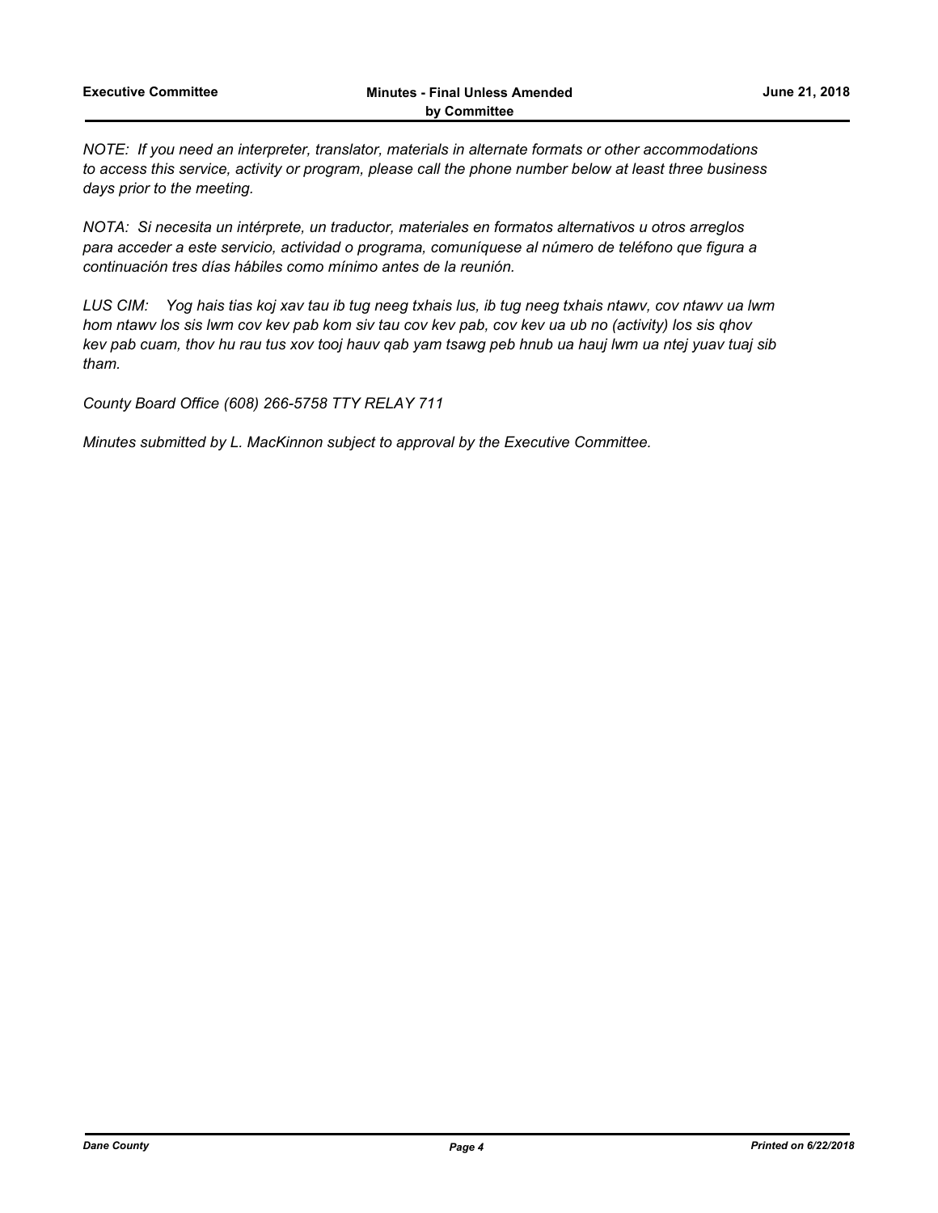*NOTE: If you need an interpreter, translator, materials in alternate formats or other accommodations to access this service, activity or program, please call the phone number below at least three business days prior to the meeting.*

*NOTA: Si necesita un intérprete, un traductor, materiales en formatos alternativos u otros arreglos para acceder a este servicio, actividad o programa, comuníquese al número de teléfono que figura a continuación tres días hábiles como mínimo antes de la reunión.*

*LUS CIM: Yog hais tias koj xav tau ib tug neeg txhais lus, ib tug neeg txhais ntawv, cov ntawv ua lwm hom ntawv los sis lwm cov kev pab kom siv tau cov kev pab, cov kev ua ub no (activity) los sis qhov kev pab cuam, thov hu rau tus xov tooj hauv qab yam tsawg peb hnub ua hauj lwm ua ntej yuav tuaj sib tham.*

*County Board Office (608) 266-5758 TTY RELAY 711*

*Minutes submitted by L. MacKinnon subject to approval by the Executive Committee.*